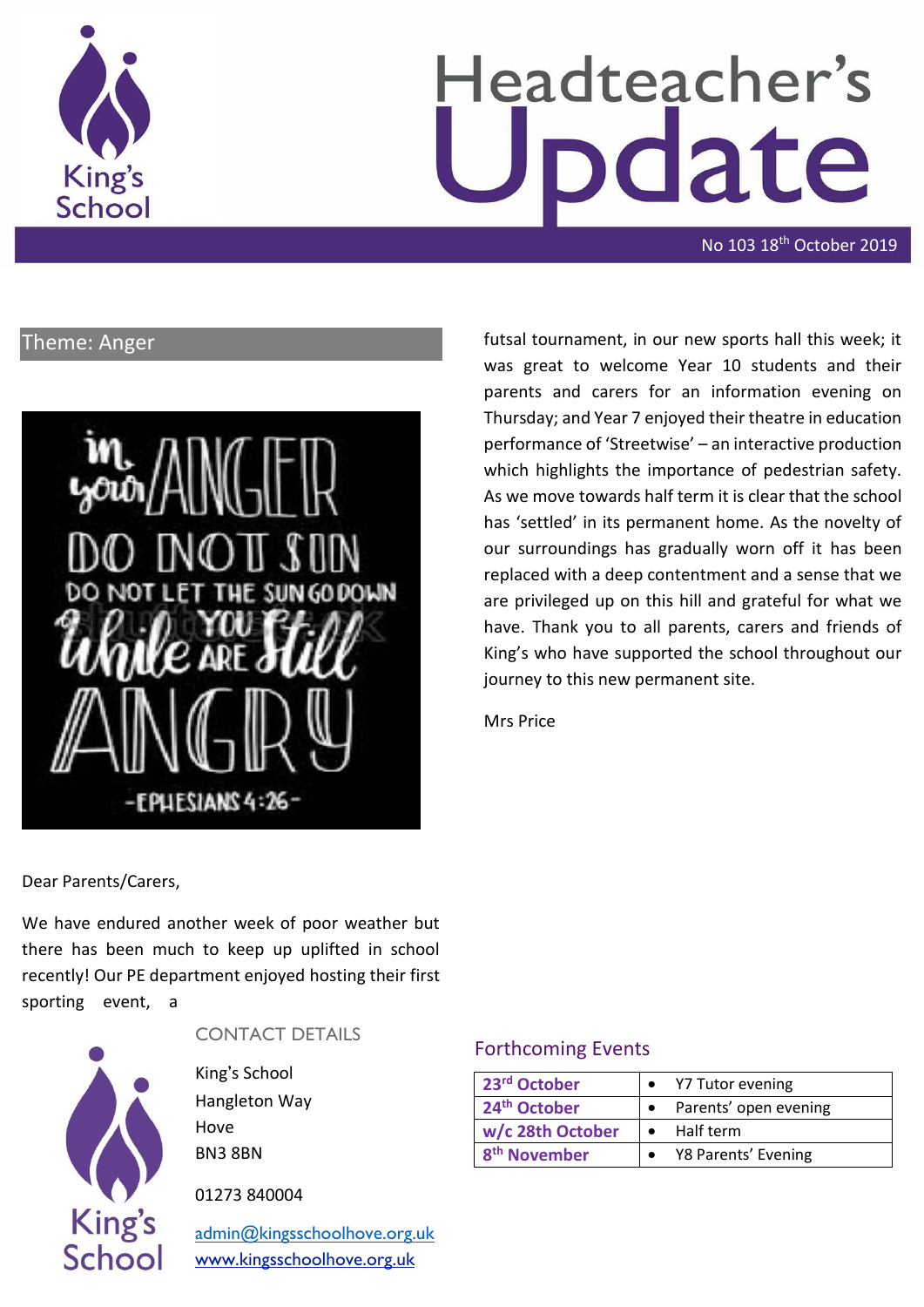# Headteacher's Update

No 103 18th October 2019

## Theme: Anger

In your ANGER DO NOT SIN DO NOT LET THE SUN GO DOWN While YOU ARE Still ANGRY -EPHESIANS 4:26-

Dear Parents/Carers,

We have endured another week of poor weather but there has been much to keep up uplifted in school recently! Our PE department enjoyed hosting their first sporting event, a futsal tournament, in our new sports hall this week; it was great to welcome Year 10 students and their parents and carers for an information evening on Thursday; and Year 7 enjoyed their theatre in education performance of 'Streetwise' – an interactive production which highlights the importance of pedestrian safety. As we move towards half term it is clear that the school has 'settled' in its permanent home. As the novelty of our surroundings has gradually worn off it has been replaced with a deep contentment and a sense that we are privileged up on this hill and grateful for what we have. Thank you to all parents, carers and friends of King's who have supported the school throughout our journey to this new permanent site.

Mrs Price

### CONTACT DETAILS

King's School
Hangleton Way
Hove
BN3 8BN

01273 840004

admin@kingsschoolhove.org.uk
www.kingsschoolhove.org.uk

### Forthcoming Events

| Date | Event |
|---|---|
| 23rd October | Y7 Tutor evening |
| 24th October | Parents' open evening |
| w/c 28th October | Half term |
| 8th November | Y8 Parents' Evening |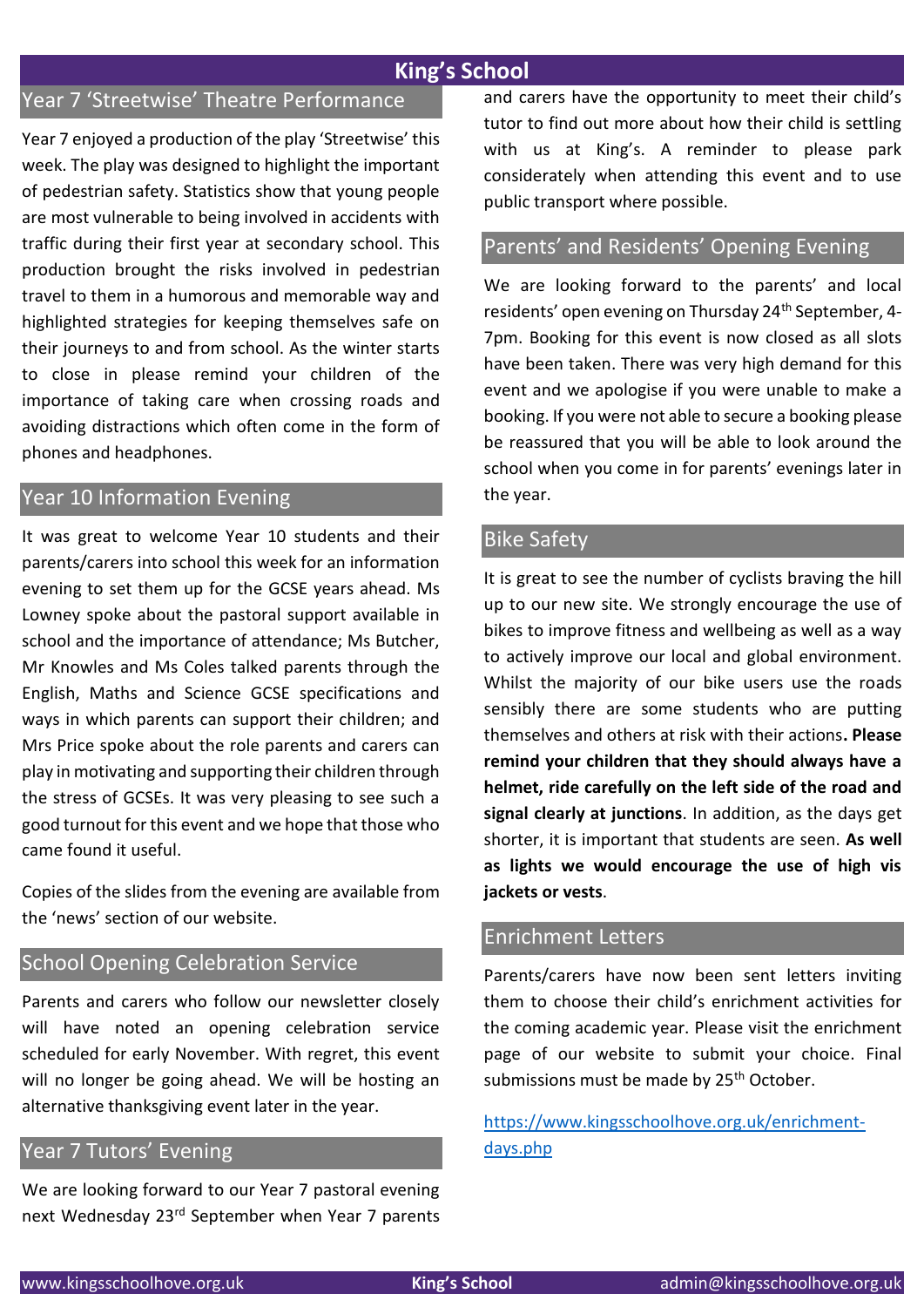# King's School

## Year 7 'Streetwise' Theatre Performance

Year 7 enjoyed a production of the play 'Streetwise' this week. The play was designed to highlight the important of pedestrian safety. Statistics show that young people are most vulnerable to being involved in accidents with traffic during their first year at secondary school. This production brought the risks involved in pedestrian travel to them in a humorous and memorable way and highlighted strategies for keeping themselves safe on their journeys to and from school. As the winter starts to close in please remind your children of the importance of taking care when crossing roads and avoiding distractions which often come in the form of phones and headphones.

## Year 10 Information Evening

It was great to welcome Year 10 students and their parents/carers into school this week for an information evening to set them up for the GCSE years ahead. Ms Lowney spoke about the pastoral support available in school and the importance of attendance; Ms Butcher, Mr Knowles and Ms Coles talked parents through the English, Maths and Science GCSE specifications and ways in which parents can support their children; and Mrs Price spoke about the role parents and carers can play in motivating and supporting their children through the stress of GCSEs. It was very pleasing to see such a good turnout for this event and we hope that those who came found it useful.

Copies of the slides from the evening are available from the 'news' section of our website.

## School Opening Celebration Service

Parents and carers who follow our newsletter closely will have noted an opening celebration service scheduled for early November. With regret, this event will no longer be going ahead. We will be hosting an alternative thanksgiving event later in the year.

## Year 7 Tutors' Evening

We are looking forward to our Year 7 pastoral evening next Wednesday 23rd September when Year 7 parents and carers have the opportunity to meet their child's tutor to find out more about how their child is settling with us at King's. A reminder to please park considerately when attending this event and to use public transport where possible.

## Parents' and Residents' Opening Evening

We are looking forward to the parents' and local residents' open evening on Thursday 24th September, 4-7pm. Booking for this event is now closed as all slots have been taken. There was very high demand for this event and we apologise if you were unable to make a booking. If you were not able to secure a booking please be reassured that you will be able to look around the school when you come in for parents' evenings later in the year.

## Bike Safety

It is great to see the number of cyclists braving the hill up to our new site. We strongly encourage the use of bikes to improve fitness and wellbeing as well as a way to actively improve our local and global environment. Whilst the majority of our bike users use the roads sensibly there are some students who are putting themselves and others at risk with their actions**. Please remind your children that they should always have a helmet, ride carefully on the left side of the road and signal clearly at junctions**. In addition, as the days get shorter, it is important that students are seen. **As well as lights we would encourage the use of high vis jackets or vests**.

## Enrichment Letters

Parents/carers have now been sent letters inviting them to choose their child's enrichment activities for the coming academic year. Please visit the enrichment page of our website to submit your choice. Final submissions must be made by 25th October.

https://www.kingsschoolhove.org.uk/enrichment-days.php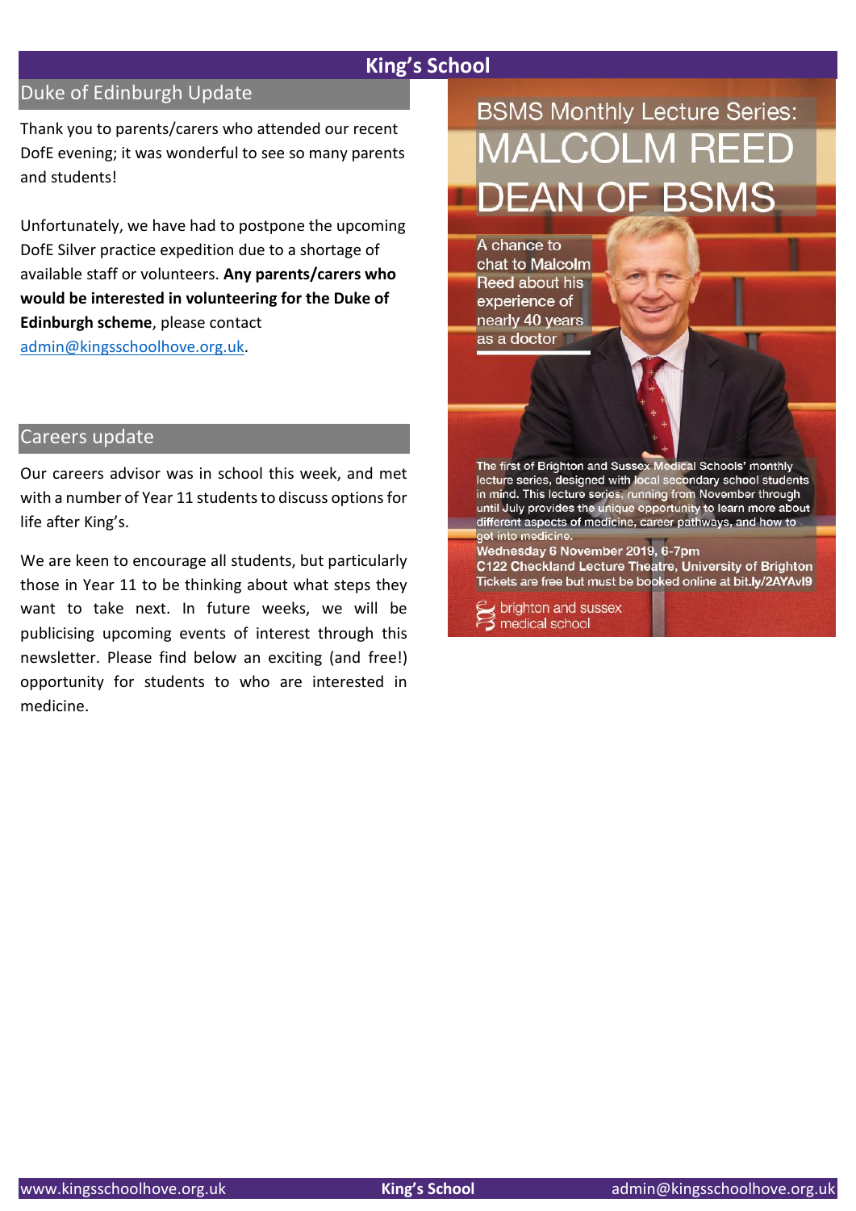## Duke of Edinburgh Update

Thank you to parents/carers who attended our recent DofE evening; it was wonderful to see so many parents and students!

Unfortunately, we have had to postpone the upcoming DofE Silver practice expedition due to a shortage of available staff or volunteers. **Any parents/carers who would be interested in volunteering for the Duke of Edinburgh scheme**, please contact admin@kingsschoolhove.org.uk.

## Careers update

Our careers advisor was in school this week, and met with a number of Year 11 students to discuss options for life after King's.

We are keen to encourage all students, but particularly those in Year 11 to be thinking about what steps they want to take next. In future weeks, we will be publicising upcoming events of interest through this newsletter. Please find below an exciting (and free!) opportunity for students to who are interested in medicine.

BSMS Monthly Lecture Series:

# MALCOLM REED DEAN OF BSMS

A chance to chat to Malcolm Reed about his experience of nearly 40 years as a doctor

The first of Brighton and Sussex Medical Schools' monthly lecture series, designed with local secondary school students in mind. This lecture series, running from November through until July provides the unique opportunity to learn more about different aspects of medicine, career pathways, and how to get into medicine.

**Wednesday 6 November 2019, 6-7pm**

**C122 Checkland Lecture Theatre, University of Brighton**

Tickets are free but must be booked online at **bit.ly/2AYAvl9**

brighton and sussex medical school